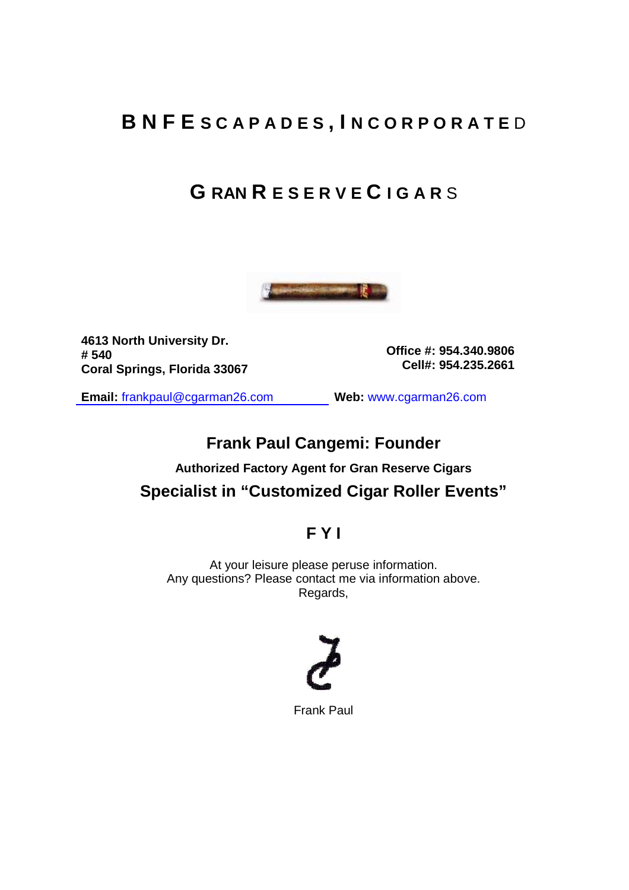# BNFE Escapades, Incorporated

## Gran Reserve Cigars

**4613 North University Dr.**
**# 540**
**Coral Springs, Florida 33067**

**Office #: 954.340.9806**
**Cell#: 954.235.2661**

**Email:** frankpaul@cgarman26.com **Web:** www.cgarman26.com

### Frank Paul Cangemi: Founder

**Authorized Factory Agent for Gran Reserve Cigars**

### Specialist in "Customized Cigar Roller Events"

### F Y I

At your leisure please peruse information.
Any questions? Please contact me via information above.
Regards,

Frank Paul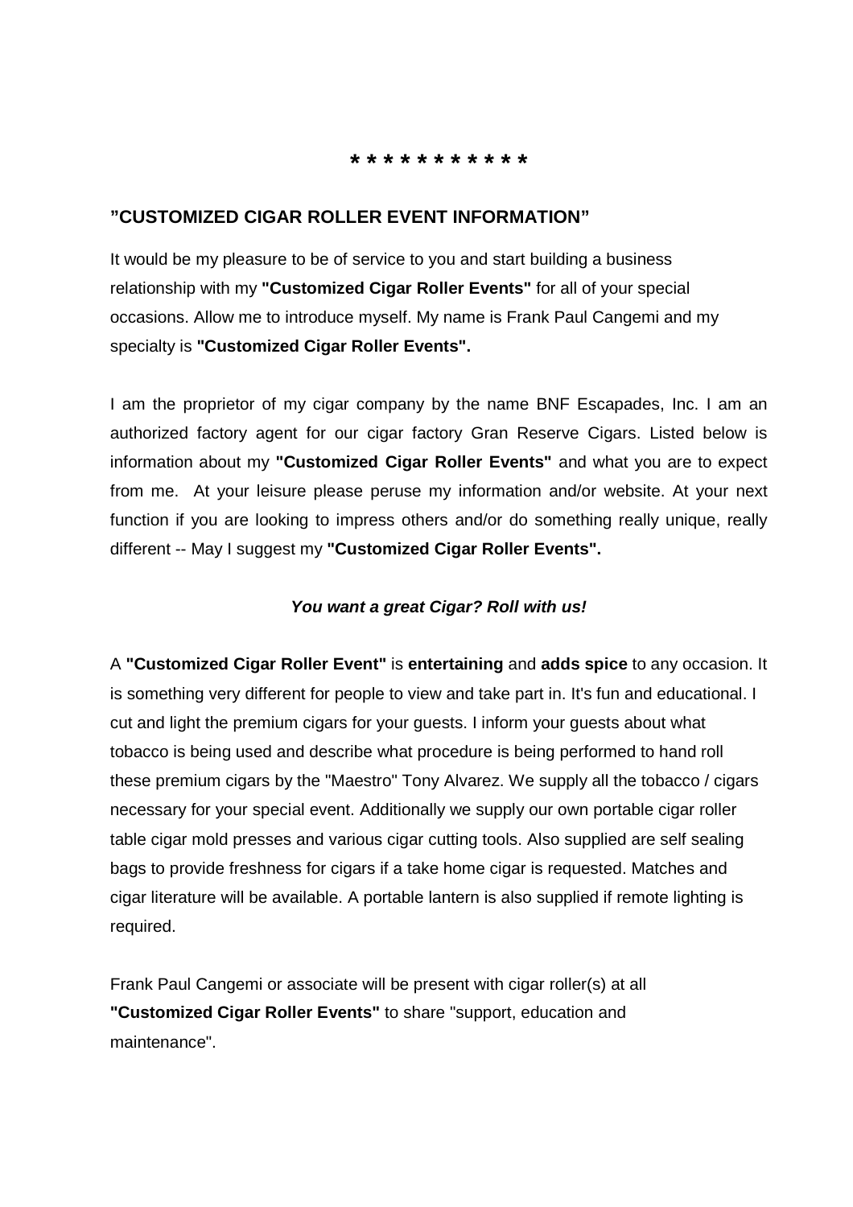\* \* \* \* \* \* \* \* \* \* \*

## ”CUSTOMIZED CIGAR ROLLER EVENT INFORMATION”

It would be my pleasure to be of service to you and start building a business relationship with my **"Customized Cigar Roller Events"** for all of your special occasions. Allow me to introduce myself. My name is Frank Paul Cangemi and my specialty is **"Customized Cigar Roller Events".**

I am the proprietor of my cigar company by the name BNF Escapades, Inc. I am an authorized factory agent for our cigar factory Gran Reserve Cigars. Listed below is information about my **"Customized Cigar Roller Events"** and what you are to expect from me. At your leisure please peruse my information and/or website. At your next function if you are looking to impress others and/or do something really unique, really different -- May I suggest my **"Customized Cigar Roller Events".**

***You want a great Cigar? Roll with us!***

A **"Customized Cigar Roller Event"** is **entertaining** and **adds spice** to any occasion. It is something very different for people to view and take part in. It's fun and educational. I cut and light the premium cigars for your guests. I inform your guests about what tobacco is being used and describe what procedure is being performed to hand roll these premium cigars by the "Maestro" Tony Alvarez. We supply all the tobacco / cigars necessary for your special event. Additionally we supply our own portable cigar roller table cigar mold presses and various cigar cutting tools. Also supplied are self sealing bags to provide freshness for cigars if a take home cigar is requested. Matches and cigar literature will be available. A portable lantern is also supplied if remote lighting is required.

Frank Paul Cangemi or associate will be present with cigar roller(s) at all **"Customized Cigar Roller Events"** to share "support, education and maintenance".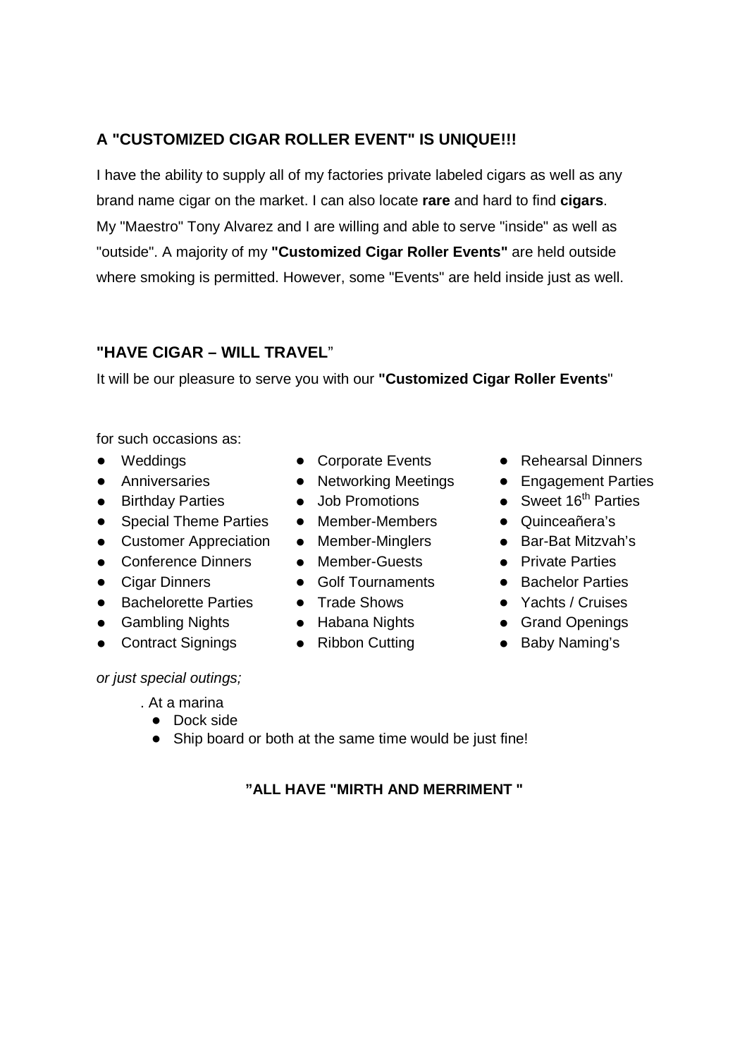## A "CUSTOMIZED CIGAR ROLLER EVENT" IS UNIQUE!!!

I have the ability to supply all of my factories private labeled cigars as well as any brand name cigar on the market. I can also locate **rare** and hard to find **cigars**. My "Maestro" Tony Alvarez and I are willing and able to serve "inside" as well as "outside". A majority of my **"Customized Cigar Roller Events"** are held outside where smoking is permitted. However, some "Events" are held inside just as well.

## "HAVE CIGAR – WILL TRAVEL"

It will be our pleasure to serve you with our **"Customized Cigar Roller Events**"

for such occasions as:

- Weddings
- Anniversaries
- Birthday Parties
- Special Theme Parties
- Customer Appreciation
- Conference Dinners
- Cigar Dinners
- Bachelorette Parties
- Gambling Nights
- Contract Signings
- Corporate Events
- Networking Meetings
- Job Promotions
- Member-Members
- Member-Minglers
- Member-Guests
- Golf Tournaments
- Trade Shows
- Habana Nights
- Ribbon Cutting
- Rehearsal Dinners
- Engagement Parties
- Sweet 16th Parties
- Quinceañera's
- Bar-Bat Mitzvah's
- Private Parties
- Bachelor Parties
- Yachts / Cruises
- Grand Openings
- Baby Naming's

*or just special outings;*

. At a marina

- Dock side
- Ship board or both at the same time would be just fine!

**"ALL HAVE "MIRTH AND MERRIMENT "**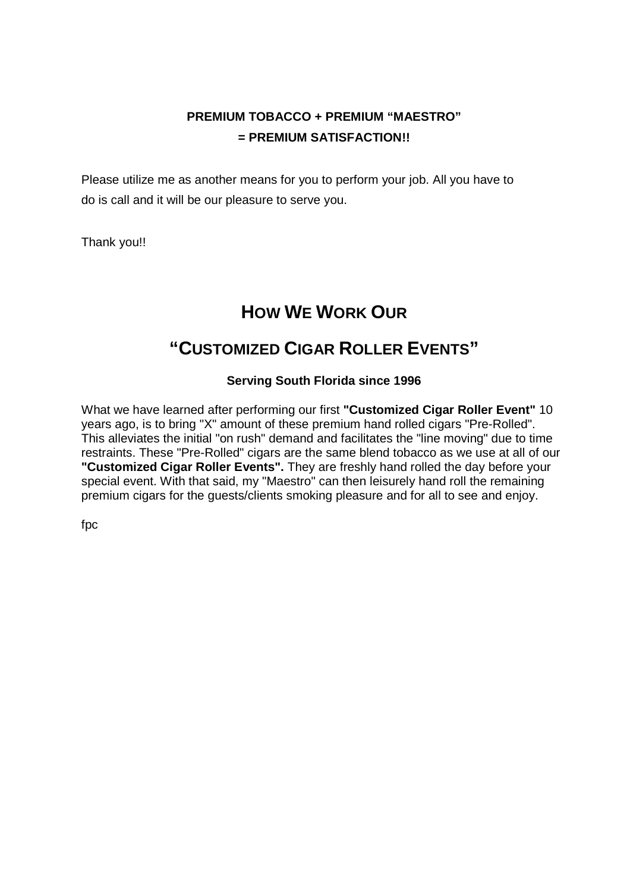**PREMIUM TOBACCO + PREMIUM "MAESTRO"**
**= PREMIUM SATISFACTION!!**

Please utilize me as another means for you to perform your job. All you have to do is call and it will be our pleasure to serve you.

Thank you!!

# HOW WE WORK OUR

# "CUSTOMIZED CIGAR ROLLER EVENTS"

**Serving South Florida since 1996**

What we have learned after performing our first **"Customized Cigar Roller Event"** 10 years ago, is to bring "X" amount of these premium hand rolled cigars "Pre-Rolled". This alleviates the initial "on rush" demand and facilitates the "line moving" due to time restraints. These "Pre-Rolled" cigars are the same blend tobacco as we use at all of our **"Customized Cigar Roller Events".** They are freshly hand rolled the day before your special event. With that said, my "Maestro" can then leisurely hand roll the remaining premium cigars for the guests/clients smoking pleasure and for all to see and enjoy.

fpc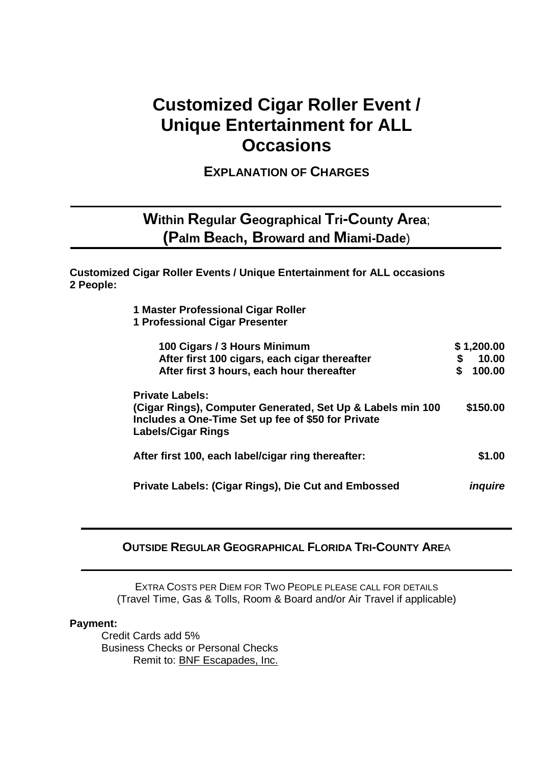# Customized Cigar Roller Event / Unique Entertainment for ALL Occasions

### EXPLANATION OF CHARGES

---

## Within Regular Geographical Tri-County Area; (Palm Beach, Broward and Miami-Dade)

---

**Customized Cigar Roller Events / Unique Entertainment for ALL occasions**
**2 People:**

**1 Master Professional Cigar Roller**
**1 Professional Cigar Presenter**

| | |
|---|---|
| **100 Cigars / 3 Hours Minimum** | **$ 1,200.00** |
| **After first 100 cigars, each cigar thereafter** | **$ 10.00** |
| **After first 3 hours, each hour thereafter** | **$ 100.00** |
| **Private Labels:** (Cigar Rings), Computer Generated, Set Up & Labels min 100 Includes a One-Time Set up fee of $50 for Private Labels/Cigar Rings | **$150.00** |
| **After first 100, each label/cigar ring thereafter:** | **$1.00** |
| **Private Labels: (Cigar Rings), Die Cut and Embossed** | ***inquire*** |

---

### OUTSIDE REGULAR GEOGRAPHICAL FLORIDA TRI-COUNTY AREA

---

EXTRA COSTS PER DIEM FOR TWO PEOPLE PLEASE CALL FOR DETAILS
(Travel Time, Gas & Tolls, Room & Board and/or Air Travel if applicable)

**Payment:**

Credit Cards add 5%
Business Checks or Personal Checks
Remit to: BNF Escapades, Inc.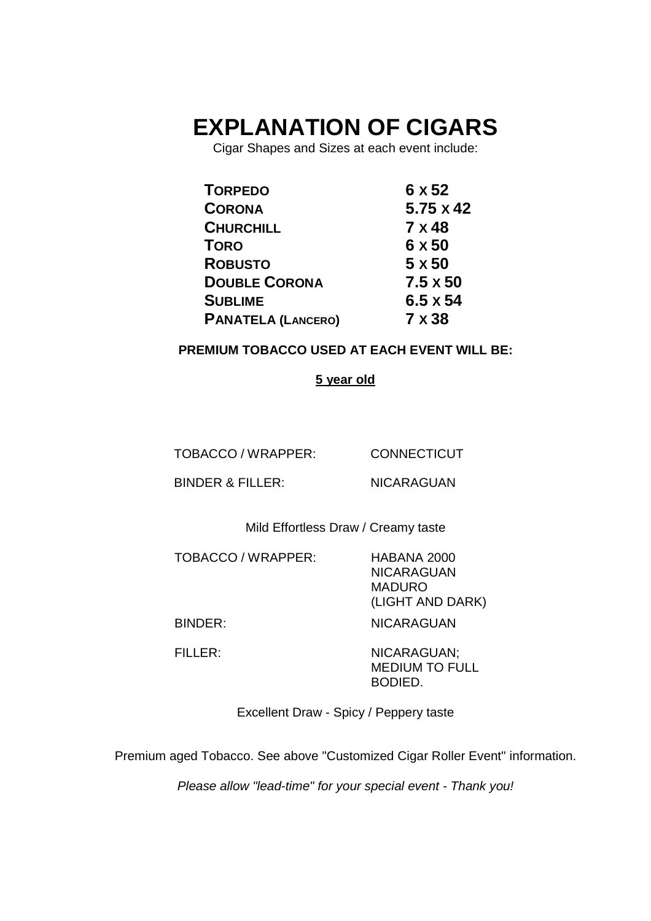# EXPLANATION OF CIGARS

Cigar Shapes and Sizes at each event include:

| | |
|---|---|
| **TORPEDO** | **6 X 52** |
| **CORONA** | **5.75 X 42** |
| **CHURCHILL** | **7 X 48** |
| **TORO** | **6 X 50** |
| **ROBUSTO** | **5 X 50** |
| **DOUBLE CORONA** | **7.5 X 50** |
| **SUBLIME** | **6.5 X 54** |
| **PANATELA (LANCERO)** | **7 X 38** |

**PREMIUM TOBACCO USED AT EACH EVENT WILL BE:**

**<u>5 year old</u>**

| | |
|---|---|
| TOBACCO / WRAPPER: | CONNECTICUT |
| BINDER & FILLER: | NICARAGUAN |

Mild Effortless Draw / Creamy taste

| | |
|---|---|
| TOBACCO / WRAPPER: | HABANA 2000<br>NICARAGUAN<br>MADURO<br>(LIGHT AND DARK) |
| BINDER: | NICARAGUAN |
| FILLER: | NICARAGUAN;<br>MEDIUM TO FULL<br>BODIED. |

Excellent Draw - Spicy / Peppery taste

Premium aged Tobacco. See above "Customized Cigar Roller Event" information.

*Please allow "lead-time" for your special event - Thank you!*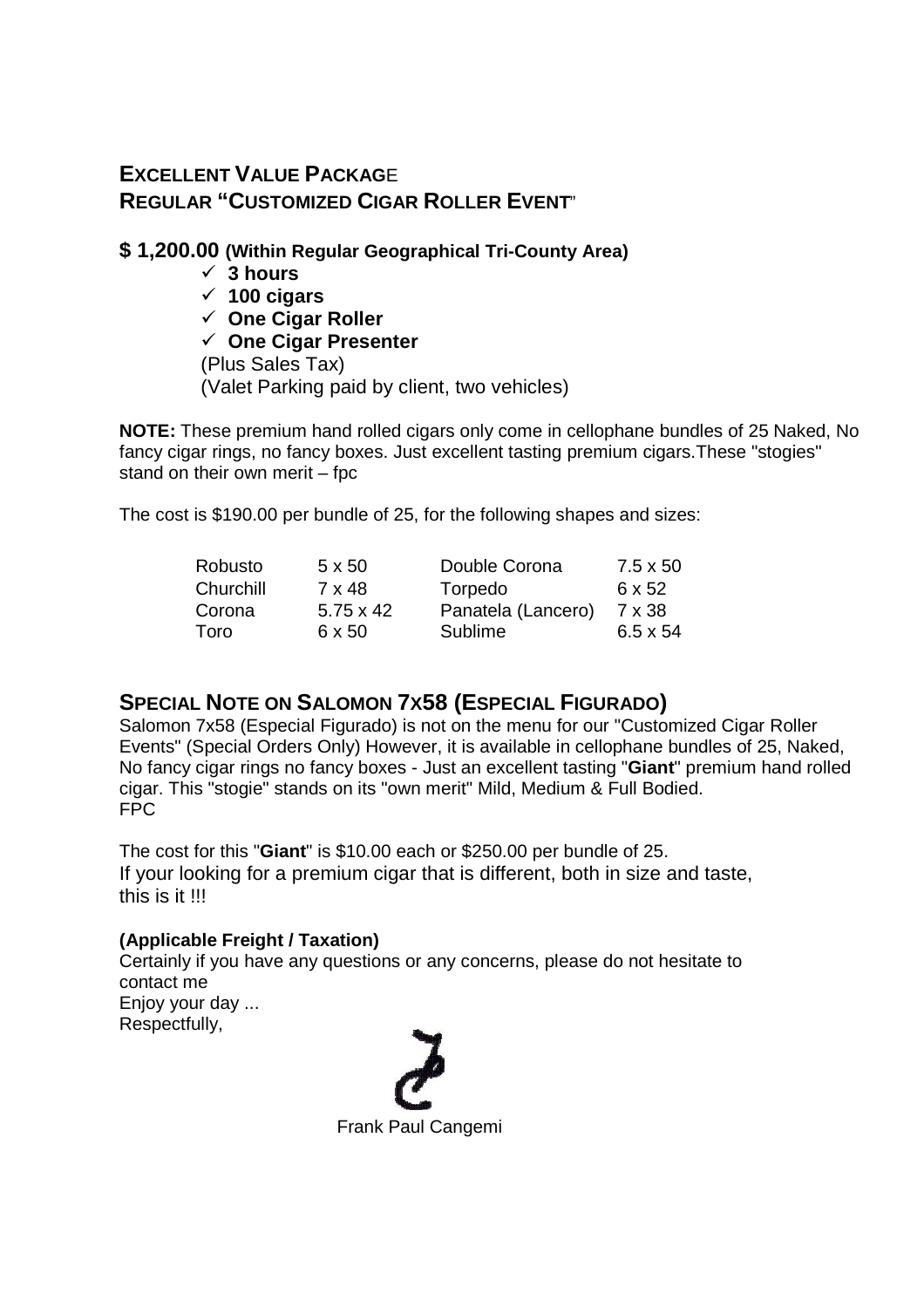## **EXCELLENT VALUE PACKAGE**
## **REGULAR "CUSTOMIZED CIGAR ROLLER EVENT"**

### **$ 1,200.00 (Within Regular Geographical Tri-County Area)**

- ✓ **3 hours**
- ✓ **100 cigars**
- ✓ **One Cigar Roller**
- ✓ **One Cigar Presenter**

(Plus Sales Tax)
(Valet Parking paid by client, two vehicles)

**NOTE:** These premium hand rolled cigars only come in cellophane bundles of 25 Naked, No fancy cigar rings, no fancy boxes. Just excellent tasting premium cigars.These "stogies" stand on their own merit – fpc

The cost is $190.00 per bundle of 25, for the following shapes and sizes:

| | | | |
|---|---|---|---|
| Robusto | 5 x 50 | Double Corona | 7.5 x 50 |
| Churchill | 7 x 48 | Torpedo | 6 x 52 |
| Corona | 5.75 x 42 | Panatela (Lancero) | 7 x 38 |
| Toro | 6 x 50 | Sublime | 6.5 x 54 |

## **SPECIAL NOTE ON SALOMON 7X58 (ESPECIAL FIGURADO)**

Salomon 7x58 (Especial Figurado) is not on the menu for our "Customized Cigar Roller Events" (Special Orders Only) However, it is available in cellophane bundles of 25, Naked, No fancy cigar rings no fancy boxes - Just an excellent tasting "**Giant**" premium hand rolled cigar. This "stogie" stands on its "own merit" Mild, Medium & Full Bodied.
FPC

The cost for this "**Giant**" is $10.00 each or $250.00 per bundle of 25.
If your looking for a premium cigar that is different, both in size and taste, this is it !!!

**(Applicable Freight / Taxation)**
Certainly if you have any questions or any concerns, please do not hesitate to contact me
Enjoy your day ...
Respectfully,

Frank Paul Cangemi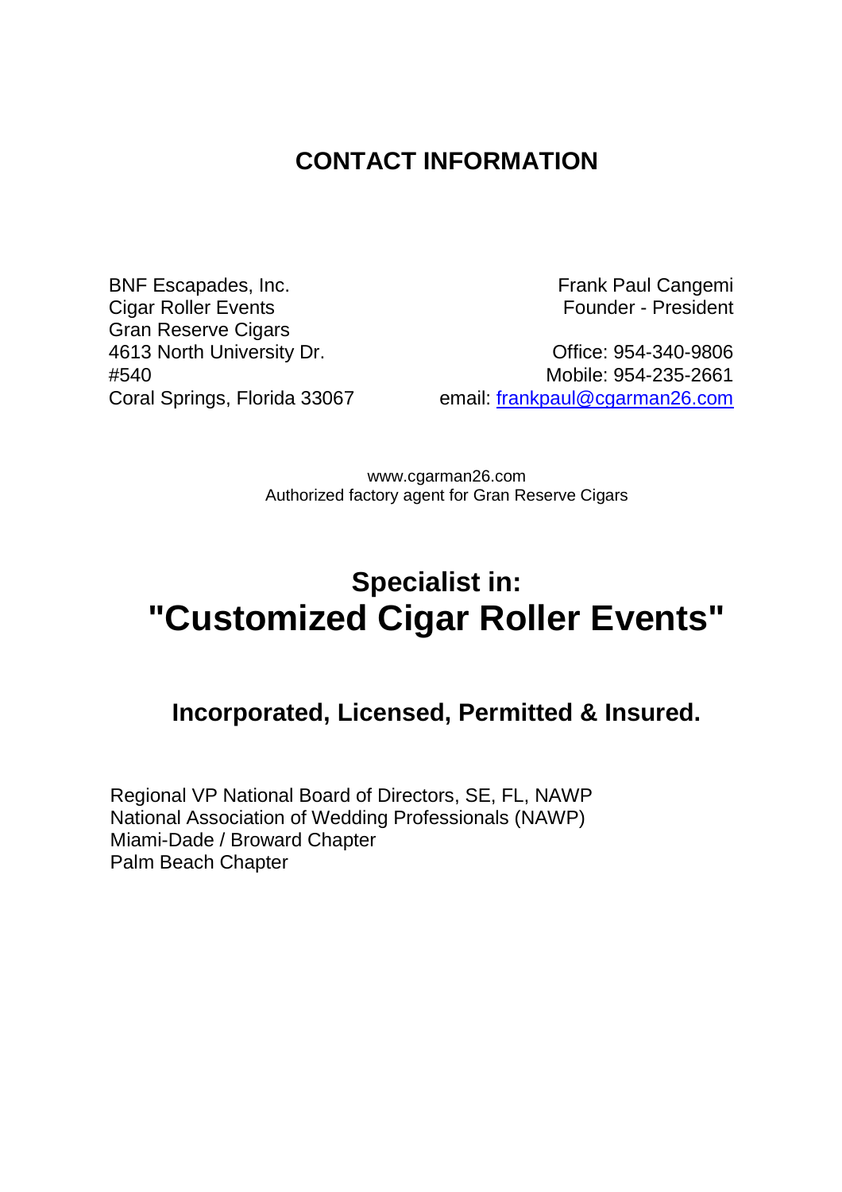# CONTACT INFORMATION

BNF Escapades, Inc.
Cigar Roller Events
Gran Reserve Cigars
4613 North University Dr.
#540
Coral Springs, Florida 33067

Frank Paul Cangemi
Founder - President

Office: 954-340-9806
Mobile: 954-235-2661
email: frankpaul@cgarman26.com

www.cgarman26.com
Authorized factory agent for Gran Reserve Cigars

## Specialist in:
# "Customized Cigar Roller Events"

### Incorporated, Licensed, Permitted & Insured.

Regional VP National Board of Directors, SE, FL, NAWP
National Association of Wedding Professionals (NAWP)
Miami-Dade / Broward Chapter
Palm Beach Chapter